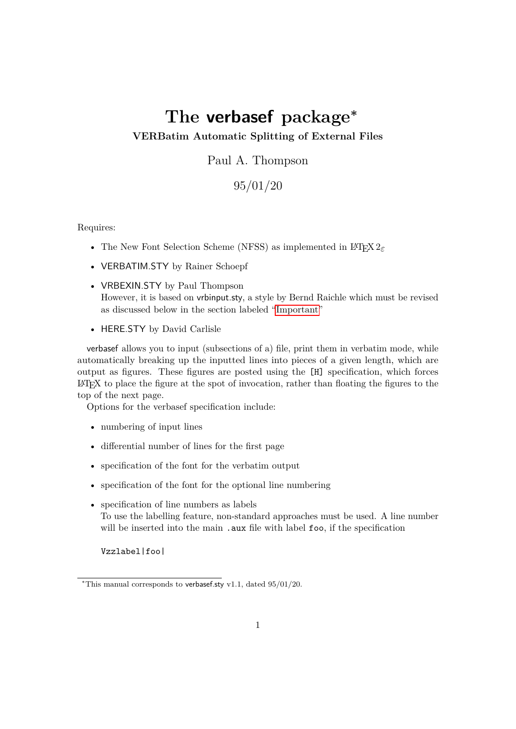# The verbasef package*

**VERBatim Automatic Splitting of External Files**

Paul A. Thompson

95/01/20

Requires:

- The New Font Selection Scheme (NFSS) as implemented in LaTeX $2_\varepsilon$
- VERBATIM.STY by Rainer Schoepf
- VRBEXIN.STY by Paul Thompson
  However, it is based on vrbinput.sty, a style by Bernd Raichle which must be revised as discussed below in the section labeled "Important"
- HERE.STY by David Carlisle

verbasef allows you to input (subsections of a) file, print them in verbatim mode, while automatically breaking up the inputted lines into pieces of a given length, which are output as figures. These figures are posted using the [H] specification, which forces LaTeX to place the figure at the spot of invocation, rather than floating the figures to the top of the next page.

Options for the verbasef specification include:

- numbering of input lines
- differential number of lines for the first page
- specification of the font for the verbatim output
- specification of the font for the optional line numbering
- specification of line numbers as labels
  To use the labelling feature, non-standard approaches must be used. A line number will be inserted into the main .aux file with label foo, if the specification

  ```
  Vzzlabel|foo|
  ```

*This manual corresponds to verbasef.sty v1.1, dated 95/01/20.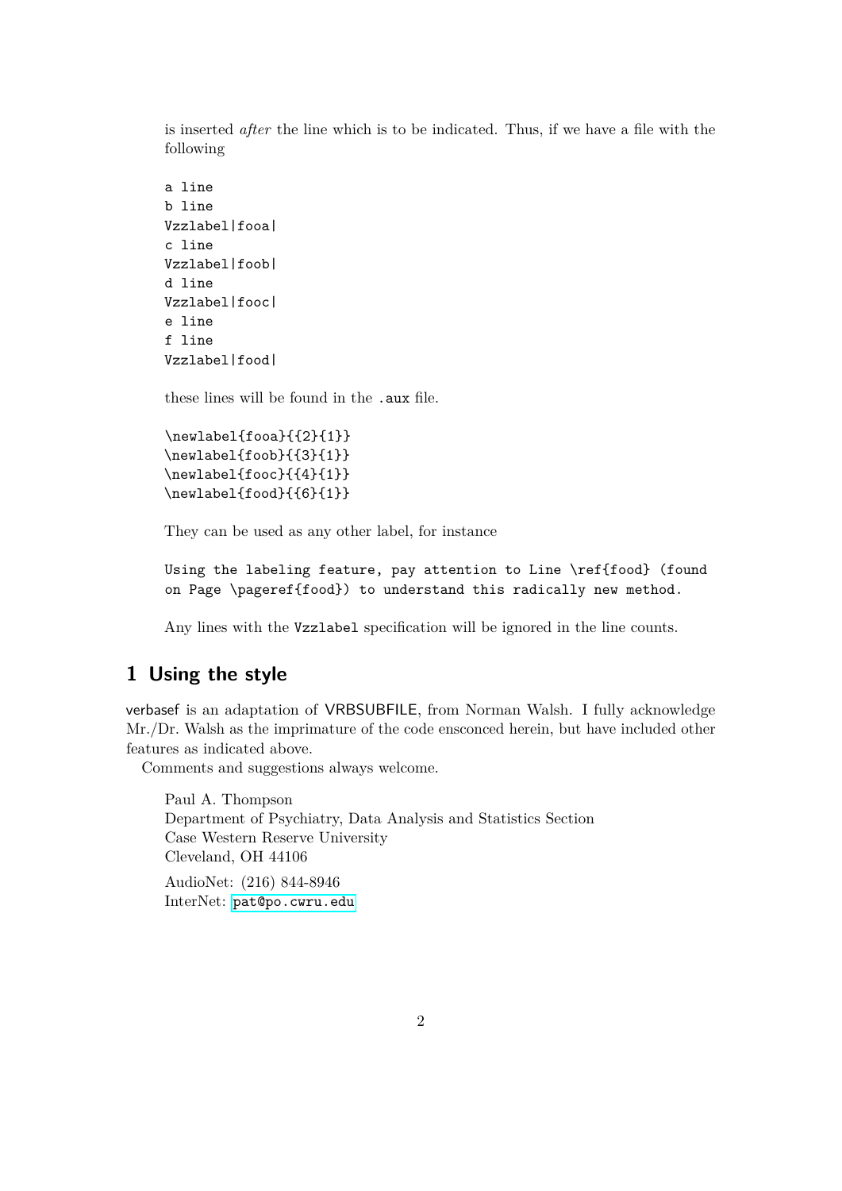is inserted *after* the line which is to be indicated. Thus, if we have a file with the following

```
a line
b line
Vzzlabel|fooa|
c line
Vzzlabel|foob|
d line
Vzzlabel|fooc|
e line
f line
Vzzlabel|food|
```

these lines will be found in the `.aux` file.

```
\newlabel{fooa}{{2}{1}}
\newlabel{foob}{{3}{1}}
\newlabel{fooc}{{4}{1}}
\newlabel{food}{{6}{1}}
```

They can be used as any other label, for instance

```
Using the labeling feature, pay attention to Line \ref{food} (found
on Page \pageref{food}) to understand this radically new method.
```

Any lines with the `Vzzlabel` specification will be ignored in the line counts.

## 1 Using the style

verbasef is an adaptation of VRBSUBFILE, from Norman Walsh. I fully acknowledge Mr./Dr. Walsh as the imprimature of the code ensconced herein, but have included other features as indicated above.

Comments and suggestions always welcome.

Paul A. Thompson
Department of Psychiatry, Data Analysis and Statistics Section
Case Western Reserve University
Cleveland, OH 44106

AudioNet: (216) 844-8946
InterNet: `pat@po.cwru.edu`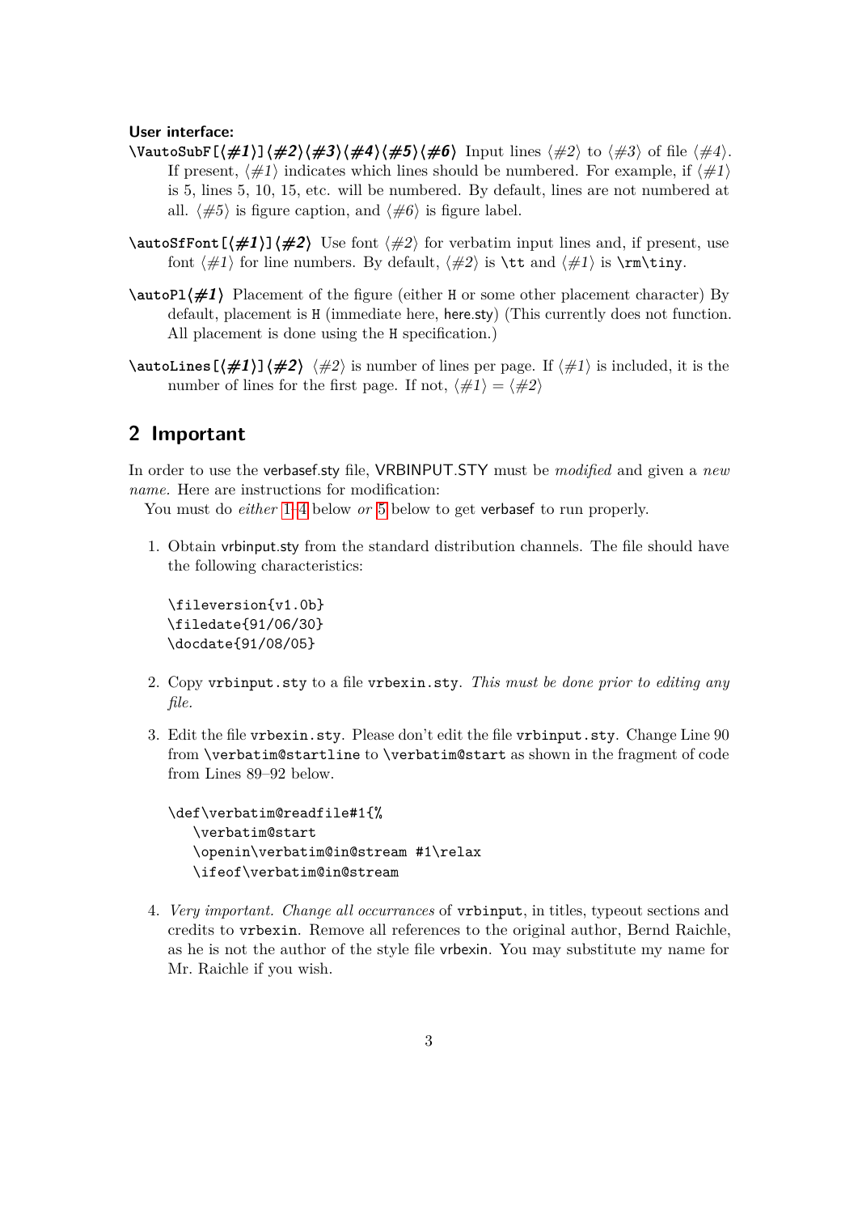**User interface:**

**`\VautoSubF[`⟨*#1*⟩`]`⟨*#2*⟩⟨*#3*⟩⟨*#4*⟩⟨*#5*⟩⟨*#6*⟩** Input lines ⟨*#2*⟩ to ⟨*#3*⟩ of file ⟨*#4*⟩. If present, ⟨*#1*⟩ indicates which lines should be numbered. For example, if ⟨*#1*⟩ is 5, lines 5, 10, 15, etc. will be numbered. By default, lines are not numbered at all. ⟨*#5*⟩ is figure caption, and ⟨*#6*⟩ is figure label.

**`\autoSfFont[`⟨*#1*⟩`]`⟨*#2*⟩** Use font ⟨*#2*⟩ for verbatim input lines and, if present, use font ⟨*#1*⟩ for line numbers. By default, ⟨*#2*⟩ is `\tt` and ⟨*#1*⟩ is `\rm\tiny`.

**`\autoPl`⟨*#1*⟩** Placement of the figure (either `H` or some other placement character) By default, placement is `H` (immediate here, here.sty) (This currently does not function. All placement is done using the `H` specification.)

**`\autoLines[`⟨*#1*⟩`]`⟨*#2*⟩** ⟨*#2*⟩ is number of lines per page. If ⟨*#1*⟩ is included, it is the number of lines for the first page. If not, ⟨*#1*⟩ = ⟨*#2*⟩

## 2 Important

In order to use the verbasef.sty file, VRBINPUT.STY must be *modified* and given a *new name.* Here are instructions for modification:

You must do *either* 1–4 below *or* 5 below to get verbasef to run properly.

1. Obtain vrbinput.sty from the standard distribution channels. The file should have the following characteristics:

```
\fileversion{v1.0b}
\filedate{91/06/30}
\docdate{91/08/05}
```

2. Copy `vrbinput.sty` to a file `vrbexin.sty`. *This must be done prior to editing any file.*

3. Edit the file `vrbexin.sty`. Please don't edit the file `vrbinput.sty`. Change Line 90 from `\verbatim@startline` to `\verbatim@start` as shown in the fragment of code from Lines 89–92 below.

```
\def\verbatim@readfile#1{%
   \verbatim@start
   \openin\verbatim@in@stream #1\relax
   \ifeof\verbatim@in@stream
```

4. *Very important. Change all occurrances* of `vrbinput`, in titles, typeout sections and credits to `vrbexin`. Remove all references to the original author, Bernd Raichle, as he is not the author of the style file vrbexin. You may substitute my name for Mr. Raichle if you wish.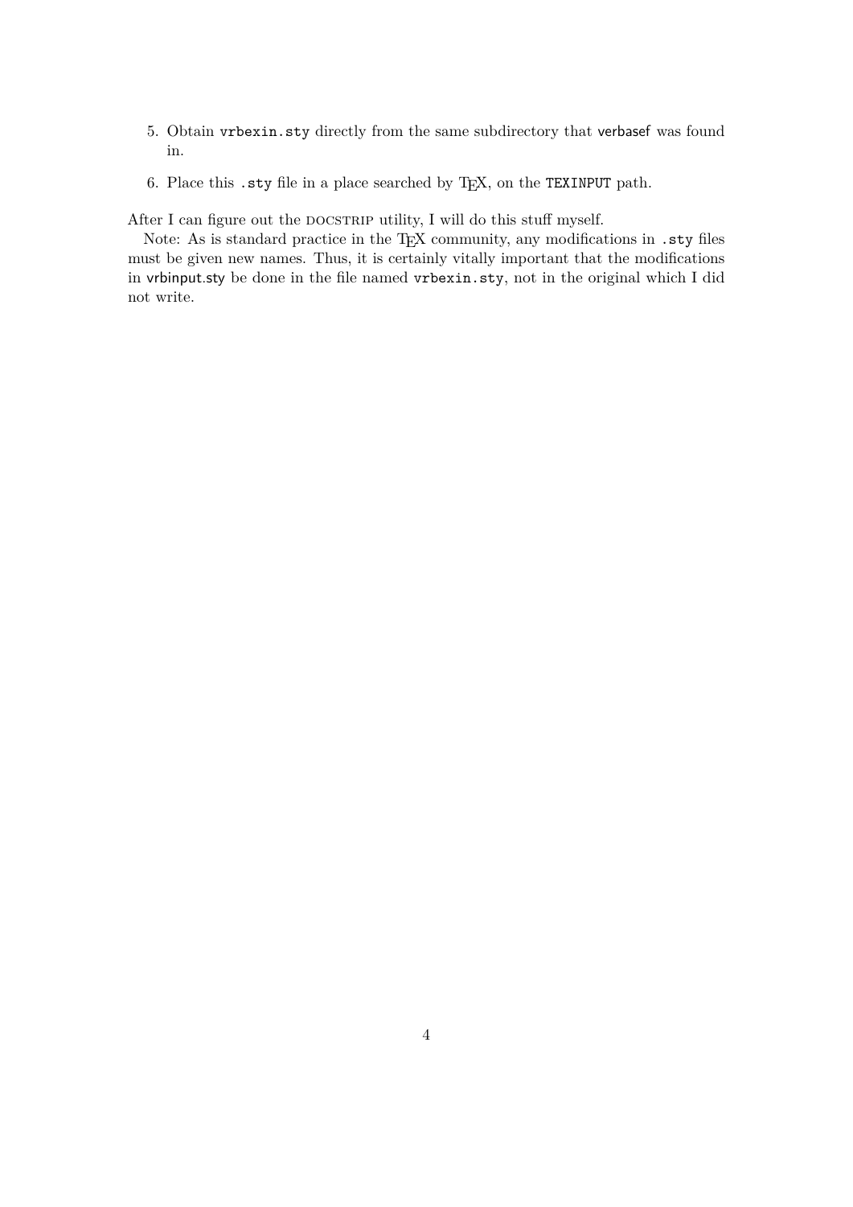5. Obtain `vrbexin.sty` directly from the same subdirectory that verbasef was found in.

6. Place this `.sty` file in a place searched by TeX, on the `TEXINPUT` path.

After I can figure out the DOCSTRIP utility, I will do this stuff myself.

Note: As is standard practice in the TeX community, any modifications in `.sty` files must be given new names. Thus, it is certainly vitally important that the modifications in vrbinput.sty be done in the file named `vrbexin.sty`, not in the original which I did not write.